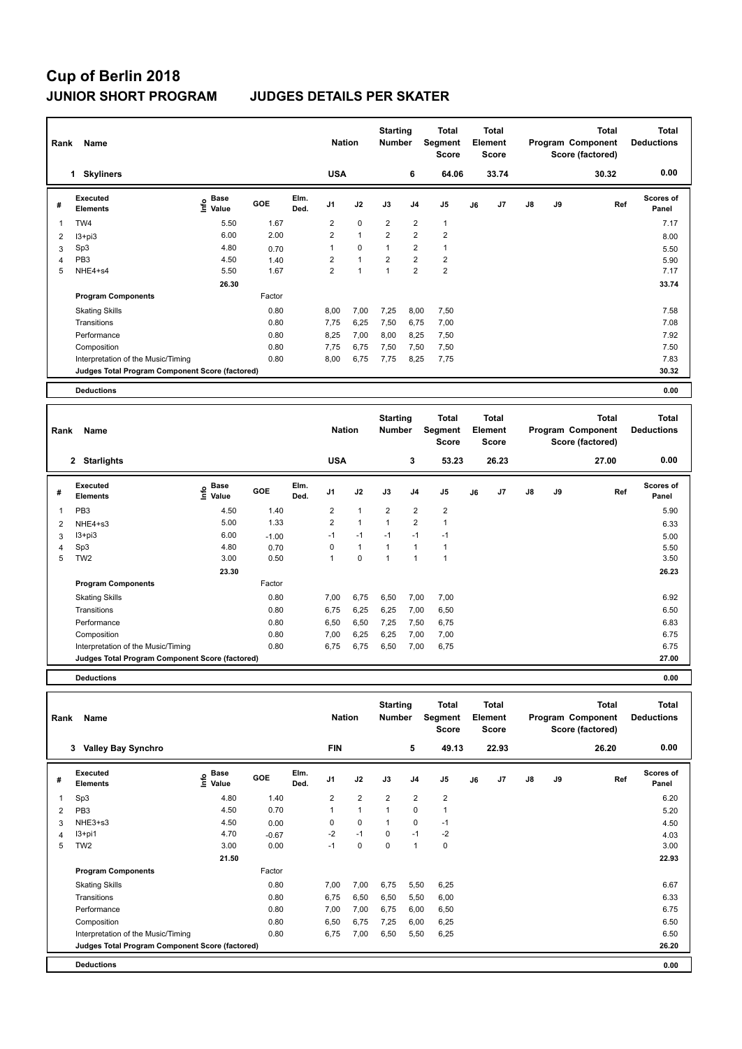# Cup of Berlin 2018

## JUNIOR SHORT PROGRAM JUDGES DETAILS PER SKATER

| Rank | Name | Nation | Starting Number | Total Segment Score | Total Element Score | Total Program Component Score (factored) | Total Deductions |
|---|---|---|---|---|---|---|---|
| 1 | Skyliners | USA | 6 | 64.06 | 33.74 | 30.32 | 0.00 |

| # | Executed Elements | Info | Base Value | GOE | Elm. Ded. | J1 | J2 | J3 | J4 | J5 | J6 | J7 | J8 | J9 | Ref | Scores of Panel |
|---|---|---|---|---|---|---|---|---|---|---|---|---|---|---|---|---|
| 1 | TW4 | | 5.50 | 1.67 | | 2 | 0 | 2 | 2 | 1 | | | | | | 7.17 |
| 2 | I3+pi3 | | 6.00 | 2.00 | | 2 | 1 | 2 | 2 | 2 | | | | | | 8.00 |
| 3 | Sp3 | | 4.80 | 0.70 | | 1 | 0 | 1 | 2 | 1 | | | | | | 5.50 |
| 4 | PB3 | | 4.50 | 1.40 | | 2 | 1 | 2 | 2 | 2 | | | | | | 5.90 |
| 5 | NHE4+s4 | | 5.50 | 1.67 | | 2 | 1 | 1 | 2 | 2 | | | | | | 7.17 |
| | | | 26.30 | | | | | | | | | | | | | 33.74 |

| Program Components | Factor | J1 | J2 | J3 | J4 | J5 | J6 | J7 | J8 | J9 | Scores of Panel |
|---|---|---|---|---|---|---|---|---|---|---|---|
| Skating Skills | 0.80 | 8,00 | 7,00 | 7,25 | 8,00 | 7,50 | | | | | 7.58 |
| Transitions | 0.80 | 7,75 | 6,25 | 7,50 | 6,75 | 7,00 | | | | | 7.08 |
| Performance | 0.80 | 8,25 | 7,00 | 8,00 | 8,25 | 7,50 | | | | | 7.92 |
| Composition | 0.80 | 7,75 | 6,75 | 7,50 | 7,50 | 7,50 | | | | | 7.50 |
| Interpretation of the Music/Timing | 0.80 | 8,00 | 6,75 | 7,75 | 8,25 | 7,75 | | | | | 7.83 |
| Judges Total Program Component Score (factored) | | | | | | | | | | | 30.32 |

**Deductions** 0.00

| Rank | Name | Nation | Starting Number | Total Segment Score | Total Element Score | Total Program Component Score (factored) | Total Deductions |
|---|---|---|---|---|---|---|---|
| 2 | Starlights | USA | 3 | 53.23 | 26.23 | 27.00 | 0.00 |

| # | Executed Elements | Info | Base Value | GOE | Elm. Ded. | J1 | J2 | J3 | J4 | J5 | J6 | J7 | J8 | J9 | Ref | Scores of Panel |
|---|---|---|---|---|---|---|---|---|---|---|---|---|---|---|---|---|
| 1 | PB3 | | 4.50 | 1.40 | | 2 | 1 | 2 | 2 | 2 | | | | | | 5.90 |
| 2 | NHE4+s3 | | 5.00 | 1.33 | | 2 | 1 | 1 | 2 | 1 | | | | | | 6.33 |
| 3 | I3+pi3 | | 6.00 | -1.00 | | -1 | -1 | -1 | -1 | -1 | | | | | | 5.00 |
| 4 | Sp3 | | 4.80 | 0.70 | | 0 | 1 | 1 | 1 | 1 | | | | | | 5.50 |
| 5 | TW2 | | 3.00 | 0.50 | | 1 | 0 | 1 | 1 | 1 | | | | | | 3.50 |
| | | | 23.30 | | | | | | | | | | | | | 26.23 |

| Program Components | Factor | J1 | J2 | J3 | J4 | J5 | J6 | J7 | J8 | J9 | Scores of Panel |
|---|---|---|---|---|---|---|---|---|---|---|---|
| Skating Skills | 0.80 | 7,00 | 6,75 | 6,50 | 7,00 | 7,00 | | | | | 6.92 |
| Transitions | 0.80 | 6,75 | 6,25 | 6,25 | 7,00 | 6,50 | | | | | 6.50 |
| Performance | 0.80 | 6,50 | 6,50 | 7,25 | 7,50 | 6,75 | | | | | 6.83 |
| Composition | 0.80 | 7,00 | 6,25 | 6,25 | 7,00 | 7,00 | | | | | 6.75 |
| Interpretation of the Music/Timing | 0.80 | 6,75 | 6,75 | 6,50 | 7,00 | 6,75 | | | | | 6.75 |
| Judges Total Program Component Score (factored) | | | | | | | | | | | 27.00 |

**Deductions** 0.00

| Rank | Name | Nation | Starting Number | Total Segment Score | Total Element Score | Total Program Component Score (factored) | Total Deductions |
|---|---|---|---|---|---|---|---|
| 3 | Valley Bay Synchro | FIN | 5 | 49.13 | 22.93 | 26.20 | 0.00 |

| # | Executed Elements | Info | Base Value | GOE | Elm. Ded. | J1 | J2 | J3 | J4 | J5 | J6 | J7 | J8 | J9 | Ref | Scores of Panel |
|---|---|---|---|---|---|---|---|---|---|---|---|---|---|---|---|---|
| 1 | Sp3 | | 4.80 | 1.40 | | 2 | 2 | 2 | 2 | 2 | | | | | | 6.20 |
| 2 | PB3 | | 4.50 | 0.70 | | 1 | 1 | 1 | 0 | 1 | | | | | | 5.20 |
| 3 | NHE3+s3 | | 4.50 | 0.00 | | 0 | 0 | 1 | 0 | -1 | | | | | | 4.50 |
| 4 | I3+pi1 | | 4.70 | -0.67 | | -2 | -1 | 0 | -1 | -2 | | | | | | 4.03 |
| 5 | TW2 | | 3.00 | 0.00 | | -1 | 0 | 0 | 1 | 0 | | | | | | 3.00 |
| | | | 21.50 | | | | | | | | | | | | | 22.93 |

| Program Components | Factor | J1 | J2 | J3 | J4 | J5 | J6 | J7 | J8 | J9 | Scores of Panel |
|---|---|---|---|---|---|---|---|---|---|---|---|
| Skating Skills | 0.80 | 7,00 | 7,00 | 6,75 | 5,50 | 6,25 | | | | | 6.67 |
| Transitions | 0.80 | 6,75 | 6,50 | 6,50 | 5,50 | 6,00 | | | | | 6.33 |
| Performance | 0.80 | 7,00 | 7,00 | 6,75 | 6,00 | 6,50 | | | | | 6.75 |
| Composition | 0.80 | 6,50 | 6,75 | 7,25 | 6,00 | 6,25 | | | | | 6.50 |
| Interpretation of the Music/Timing | 0.80 | 6,75 | 7,00 | 6,50 | 5,50 | 6,25 | | | | | 6.50 |
| Judges Total Program Component Score (factored) | | | | | | | | | | | 26.20 |

**Deductions** 0.00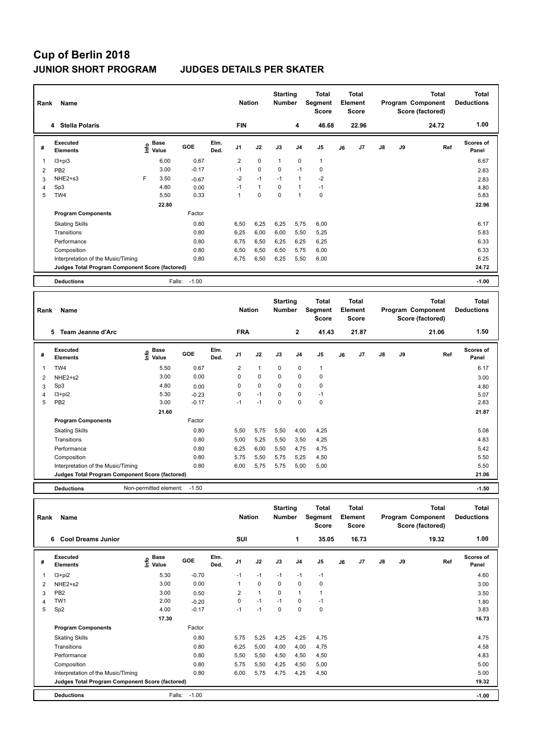# Cup of Berlin 2018

## JUNIOR SHORT PROGRAM JUDGES DETAILS PER SKATER

| Rank | Name | Nation | Starting Number | Total Segment Score | Total Element Score | Total Program Component Score (factored) | Total Deductions |
|---|---|---|---|---|---|---|---|
| 4 | Stella Polaris | FIN | 4 | 46.68 | 22.96 | 24.72 | 1.00 |

| # | Executed Elements | Info | Base Value | GOE | Elm. Ded. | J1 | J2 | J3 | J4 | J5 | J6 | J7 | J8 | J9 | Ref | Scores of Panel |
|---|---|---|---|---|---|---|---|---|---|---|---|---|---|---|---|---|
| 1 | I3+pi3 | | 6.00 | 0.67 | | 2 | 0 | 1 | 0 | 1 | | | | | | 6.67 |
| 2 | PB2 | | 3.00 | -0.17 | | -1 | 0 | 0 | -1 | 0 | | | | | | 2.83 |
| 3 | NHE2+s3 | F | 3.50 | -0.67 | | -2 | -1 | -1 | 1 | -2 | | | | | | 2.83 |
| 4 | Sp3 | | 4.80 | 0.00 | | -1 | 1 | 0 | 1 | -1 | | | | | | 4.80 |
| 5 | TW4 | | 5.50 | 0.33 | | 1 | 0 | 0 | 1 | 0 | | | | | | 5.83 |
| | | | 22.80 | | | | | | | | | | | | | 22.96 |

| Program Components | Factor | J1 | J2 | J3 | J4 | J5 | J6 | J7 | J8 | J9 | Scores of Panel |
|---|---|---|---|---|---|---|---|---|---|---|---|
| Skating Skills | 0.80 | 6,50 | 6,25 | 6,25 | 5,75 | 6,00 | | | | | 6.17 |
| Transitions | 0.80 | 6,25 | 6,00 | 6,00 | 5,50 | 5,25 | | | | | 5.83 |
| Performance | 0.80 | 6,75 | 6,50 | 6,25 | 6,25 | 6,25 | | | | | 6.33 |
| Composition | 0.80 | 6,50 | 6,50 | 6,50 | 5,75 | 6,00 | | | | | 6.33 |
| Interpretation of the Music/Timing | 0.80 | 6,75 | 6,50 | 6,25 | 5,50 | 6,00 | | | | | 6.25 |
| Judges Total Program Component Score (factored) | | | | | | | | | | | 24.72 |

**Deductions** Falls: -1.00 — **-1.00**

| Rank | Name | Nation | Starting Number | Total Segment Score | Total Element Score | Total Program Component Score (factored) | Total Deductions |
|---|---|---|---|---|---|---|---|
| 5 | Team Jeanne d'Arc | FRA | 2 | 41.43 | 21.87 | 21.06 | 1.50 |

| # | Executed Elements | Info | Base Value | GOE | Elm. Ded. | J1 | J2 | J3 | J4 | J5 | J6 | J7 | J8 | J9 | Ref | Scores of Panel |
|---|---|---|---|---|---|---|---|---|---|---|---|---|---|---|---|---|
| 1 | TW4 | | 5.50 | 0.67 | | 2 | 1 | 0 | 0 | 1 | | | | | | 6.17 |
| 2 | NHE2+s2 | | 3.00 | 0.00 | | 0 | 0 | 0 | 0 | 0 | | | | | | 3.00 |
| 3 | Sp3 | | 4.80 | 0.00 | | 0 | 0 | 0 | 0 | 0 | | | | | | 4.80 |
| 4 | I3+pi2 | | 5.30 | -0.23 | | 0 | -1 | 0 | 0 | -1 | | | | | | 5.07 |
| 5 | PB2 | | 3.00 | -0.17 | | -1 | -1 | 0 | 0 | 0 | | | | | | 2.83 |
| | | | 21.60 | | | | | | | | | | | | | 21.87 |

| Program Components | Factor | J1 | J2 | J3 | J4 | J5 | J6 | J7 | J8 | J9 | Scores of Panel |
|---|---|---|---|---|---|---|---|---|---|---|---|
| Skating Skills | 0.80 | 5,50 | 5,75 | 5,50 | 4,00 | 4,25 | | | | | 5.08 |
| Transitions | 0.80 | 5,00 | 5,25 | 5,50 | 3,50 | 4,25 | | | | | 4.83 |
| Performance | 0.80 | 6,25 | 6,00 | 5,50 | 4,75 | 4,75 | | | | | 5.42 |
| Composition | 0.80 | 5,75 | 5,50 | 5,75 | 5,25 | 4,50 | | | | | 5.50 |
| Interpretation of the Music/Timing | 0.80 | 6,00 | 5,75 | 5,75 | 5,00 | 5,00 | | | | | 5.50 |
| Judges Total Program Component Score (factored) | | | | | | | | | | | 21.06 |

**Deductions** Non-permitted element: -1.50 — **-1.50**

| Rank | Name | Nation | Starting Number | Total Segment Score | Total Element Score | Total Program Component Score (factored) | Total Deductions |
|---|---|---|---|---|---|---|---|
| 6 | Cool Dreams Junior | SUI | 1 | 35.05 | 16.73 | 19.32 | 1.00 |

| # | Executed Elements | Info | Base Value | GOE | Elm. Ded. | J1 | J2 | J3 | J4 | J5 | J6 | J7 | J8 | J9 | Ref | Scores of Panel |
|---|---|---|---|---|---|---|---|---|---|---|---|---|---|---|---|---|
| 1 | I3+pi2 | | 5.30 | -0.70 | | -1 | -1 | -1 | -1 | -1 | | | | | | 4.60 |
| 2 | NHE2+s2 | | 3.00 | 0.00 | | 1 | 0 | 0 | 0 | 0 | | | | | | 3.00 |
| 3 | PB2 | | 3.00 | 0.50 | | 2 | 1 | 0 | 1 | 1 | | | | | | 3.50 |
| 4 | TW1 | | 2.00 | -0.20 | | 0 | -1 | -1 | 0 | -1 | | | | | | 1.80 |
| 5 | Sp2 | | 4.00 | -0.17 | | -1 | -1 | 0 | 0 | 0 | | | | | | 3.83 |
| | | | 17.30 | | | | | | | | | | | | | 16.73 |

| Program Components | Factor | J1 | J2 | J3 | J4 | J5 | J6 | J7 | J8 | J9 | Scores of Panel |
|---|---|---|---|---|---|---|---|---|---|---|---|
| Skating Skills | 0.80 | 5,75 | 5,25 | 4,25 | 4,25 | 4,75 | | | | | 4.75 |
| Transitions | 0.80 | 6,25 | 5,00 | 4,00 | 4,00 | 4,75 | | | | | 4.58 |
| Performance | 0.80 | 5,50 | 5,50 | 4,50 | 4,50 | 4,50 | | | | | 4.83 |
| Composition | 0.80 | 5,75 | 5,50 | 4,25 | 4,50 | 5,00 | | | | | 5.00 |
| Interpretation of the Music/Timing | 0.80 | 6,00 | 5,75 | 4,75 | 4,25 | 4,50 | | | | | 5.00 |
| Judges Total Program Component Score (factored) | | | | | | | | | | | 19.32 |

**Deductions** Falls: -1.00 — **-1.00**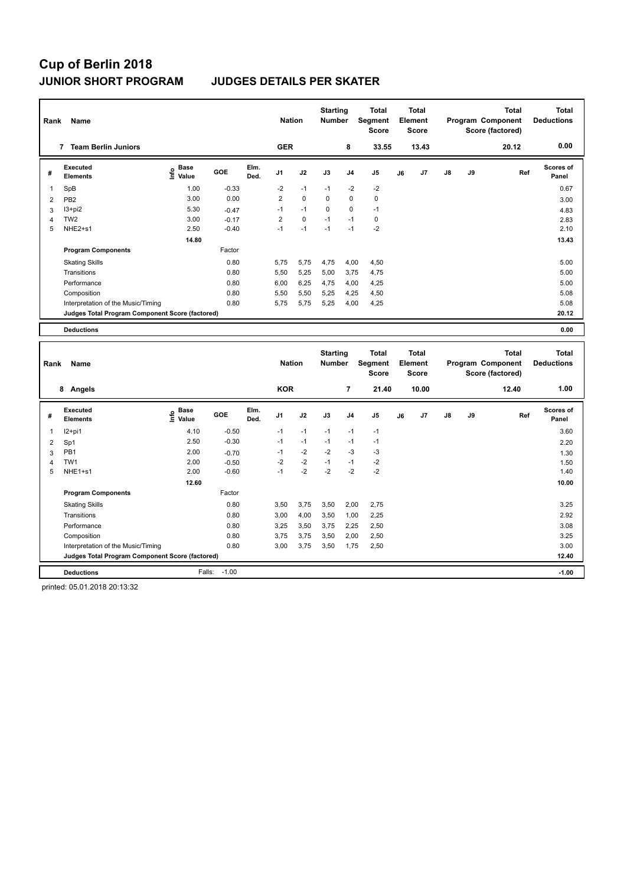# Cup of Berlin 2018

## JUNIOR SHORT PROGRAM JUDGES DETAILS PER SKATER

| Rank | Name | Nation | Starting Number | Total Segment Score | Total Element Score | Total Program Component Score (factored) | Total Deductions |
|---|---|---|---|---|---|---|---|
| 7 | Team Berlin Juniors | GER | 8 | 33.55 | 13.43 | 20.12 | 0.00 |

| # | Executed Elements | Info | Base Value | GOE | Elm. Ded. | J1 | J2 | J3 | J4 | J5 | J6 | J7 | J8 | J9 | Ref | Scores of Panel |
|---|---|---|---|---|---|---|---|---|---|---|---|---|---|---|---|---|
| 1 | SpB | | 1.00 | -0.33 | | -2 | -1 | -1 | -2 | -2 | | | | | | 0.67 |
| 2 | PB2 | | 3.00 | 0.00 | | 2 | 0 | 0 | 0 | 0 | | | | | | 3.00 |
| 3 | I3+pi2 | | 5.30 | -0.47 | | -1 | -1 | 0 | 0 | -1 | | | | | | 4.83 |
| 4 | TW2 | | 3.00 | -0.17 | | 2 | 0 | -1 | -1 | 0 | | | | | | 2.83 |
| 5 | NHE2+s1 | | 2.50 | -0.40 | | -1 | -1 | -1 | -1 | -2 | | | | | | 2.10 |
| | | | 14.80 | | | | | | | | | | | | | 13.43 |
| | **Program Components** | | | Factor | | | | | | | | | | | | |
| | Skating Skills | | | 0.80 | | 5,75 | 5,75 | 4,75 | 4,00 | 4,50 | | | | | | 5.00 |
| | Transitions | | | 0.80 | | 5,50 | 5,25 | 5,00 | 3,75 | 4,75 | | | | | | 5.00 |
| | Performance | | | 0.80 | | 6,00 | 6,25 | 4,75 | 4,00 | 4,25 | | | | | | 5.00 |
| | Composition | | | 0.80 | | 5,50 | 5,50 | 5,25 | 4,25 | 4,50 | | | | | | 5.08 |
| | Interpretation of the Music/Timing | | | 0.80 | | 5,75 | 5,75 | 5,25 | 4,00 | 4,25 | | | | | | 5.08 |
| | **Judges Total Program Component Score (factored)** | | | | | | | | | | | | | | | 20.12 |
| | **Deductions** | | | | | | | | | | | | | | | 0.00 |

| Rank | Name | Nation | Starting Number | Total Segment Score | Total Element Score | Total Program Component Score (factored) | Total Deductions |
|---|---|---|---|---|---|---|---|
| 8 | Angels | KOR | 7 | 21.40 | 10.00 | 12.40 | 1.00 |

| # | Executed Elements | Info | Base Value | GOE | Elm. Ded. | J1 | J2 | J3 | J4 | J5 | J6 | J7 | J8 | J9 | Ref | Scores of Panel |
|---|---|---|---|---|---|---|---|---|---|---|---|---|---|---|---|---|
| 1 | I2+pi1 | | 4.10 | -0.50 | | -1 | -1 | -1 | -1 | -1 | | | | | | 3.60 |
| 2 | Sp1 | | 2.50 | -0.30 | | -1 | -1 | -1 | -1 | -1 | | | | | | 2.20 |
| 3 | PB1 | | 2.00 | -0.70 | | -1 | -2 | -2 | -3 | -3 | | | | | | 1.30 |
| 4 | TW1 | | 2.00 | -0.50 | | -2 | -2 | -1 | -1 | -2 | | | | | | 1.50 |
| 5 | NHE1+s1 | | 2.00 | -0.60 | | -1 | -2 | -2 | -2 | -2 | | | | | | 1.40 |
| | | | 12.60 | | | | | | | | | | | | | 10.00 |
| | **Program Components** | | | Factor | | | | | | | | | | | | |
| | Skating Skills | | | 0.80 | | 3,50 | 3,75 | 3,50 | 2,00 | 2,75 | | | | | | 3.25 |
| | Transitions | | | 0.80 | | 3,00 | 4,00 | 3,50 | 1,00 | 2,25 | | | | | | 2.92 |
| | Performance | | | 0.80 | | 3,25 | 3,50 | 3,75 | 2,25 | 2,50 | | | | | | 3.08 |
| | Composition | | | 0.80 | | 3,75 | 3,75 | 3,50 | 2,00 | 2,50 | | | | | | 3.25 |
| | Interpretation of the Music/Timing | | | 0.80 | | 3,00 | 3,75 | 3,50 | 1,75 | 2,50 | | | | | | 3.00 |
| | **Judges Total Program Component Score (factored)** | | | | | | | | | | | | | | | 12.40 |
| | **Deductions** | | Falls: | -1.00 | | | | | | | | | | | | -1.00 |

printed: 05.01.2018 20:13:32